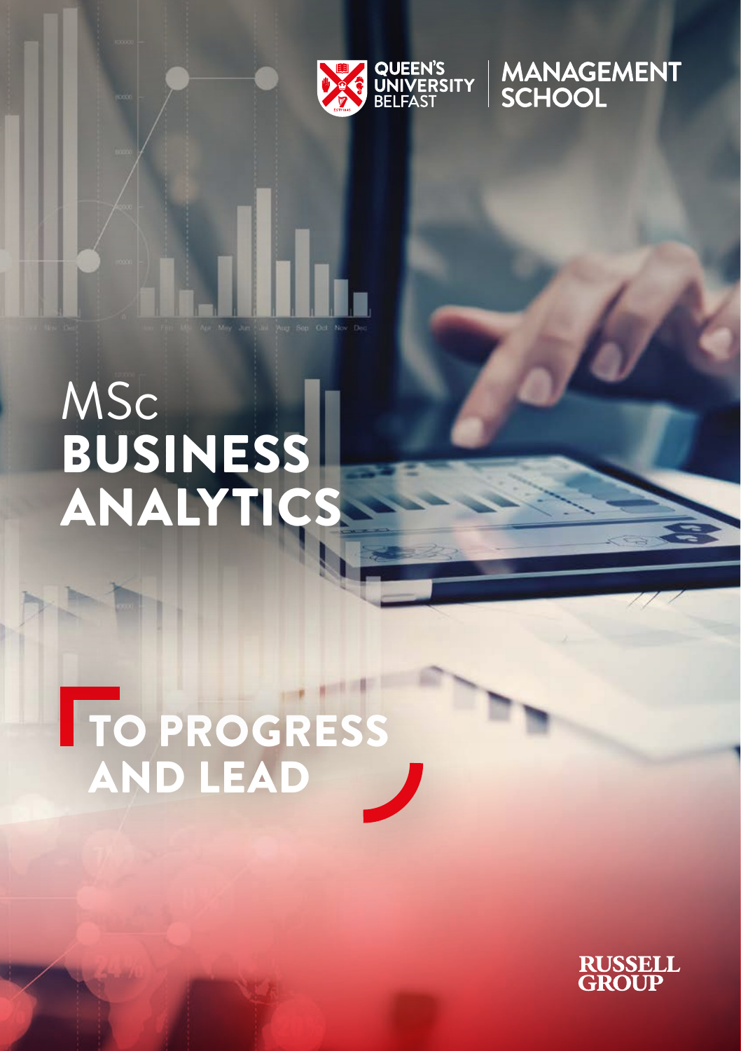QUEEN'S UNIVERSITY BELFAST | MANAGEMENT SCHOOL

# MSc BUSINESS ANALYTICS

## TO PROGRESS AND LEAD

RUSSELL GROUP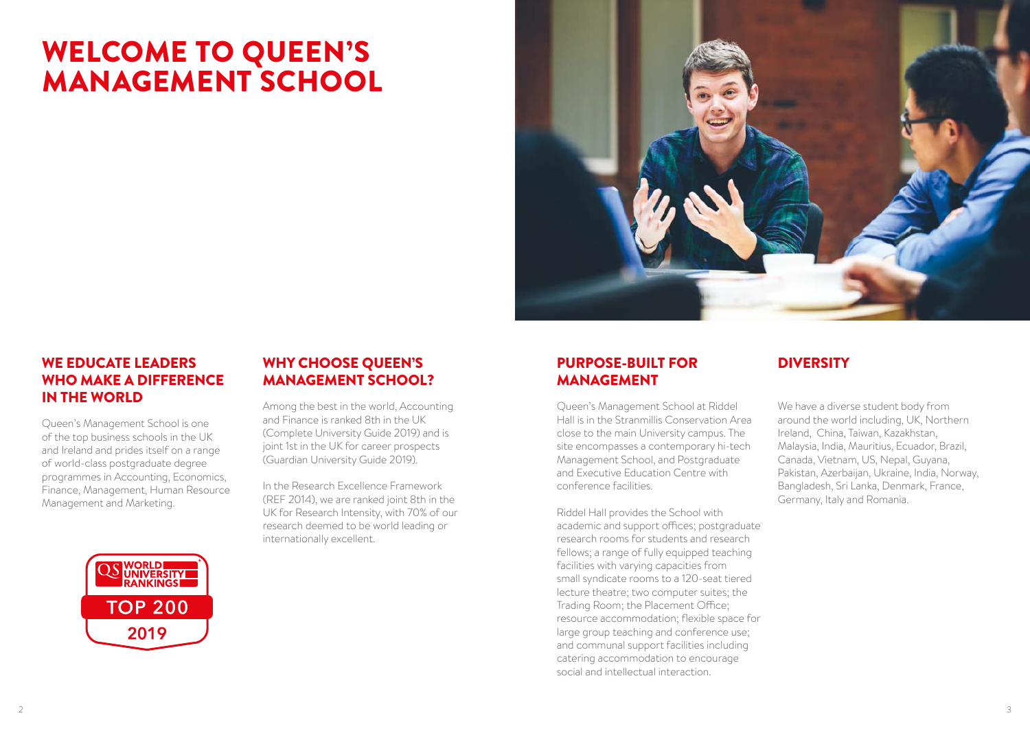# WELCOME TO QUEEN'S MANAGEMENT SCHOOL

## WE EDUCATE LEADERS WHO MAKE A DIFFERENCE IN THE WORLD

Queen's Management School is one of the top business schools in the UK and Ireland and prides itself on a range of world-class postgraduate degree programmes in Accounting, Economics, Finance, Management, Human Resource Management and Marketing.

QS WORLD UNIVERSITY RANKINGS TOP 200 2019

## WHY CHOOSE QUEEN'S MANAGEMENT SCHOOL?

Among the best in the world, Accounting and Finance is ranked 8th in the UK (Complete University Guide 2019) and is joint 1st in the UK for career prospects (Guardian University Guide 2019).

In the Research Excellence Framework (REF 2014), we are ranked joint 8th in the UK for Research Intensity, with 70% of our research deemed to be world leading or internationally excellent.

## PURPOSE-BUILT FOR MANAGEMENT

Queen's Management School at Riddel Hall is in the Stranmillis Conservation Area close to the main University campus. The site encompasses a contemporary hi-tech Management School, and Postgraduate and Executive Education Centre with conference facilities.

Riddel Hall provides the School with academic and support offices; postgraduate research rooms for students and research fellows; a range of fully equipped teaching facilities with varying capacities from small syndicate rooms to a 120-seat tiered lecture theatre; two computer suites; the Trading Room; the Placement Office; resource accommodation; flexible space for large group teaching and conference use; and communal support facilities including catering accommodation to encourage social and intellectual interaction.

## DIVERSITY

We have a diverse student body from around the world including, UK, Northern Ireland, China, Taiwan, Kazakhstan, Malaysia, India, Mauritius, Ecuador, Brazil, Canada, Vietnam, US, Nepal, Guyana, Pakistan, Azerbaijan, Ukraine, India, Norway, Bangladesh, Sri Lanka, Denmark, France, Germany, Italy and Romania.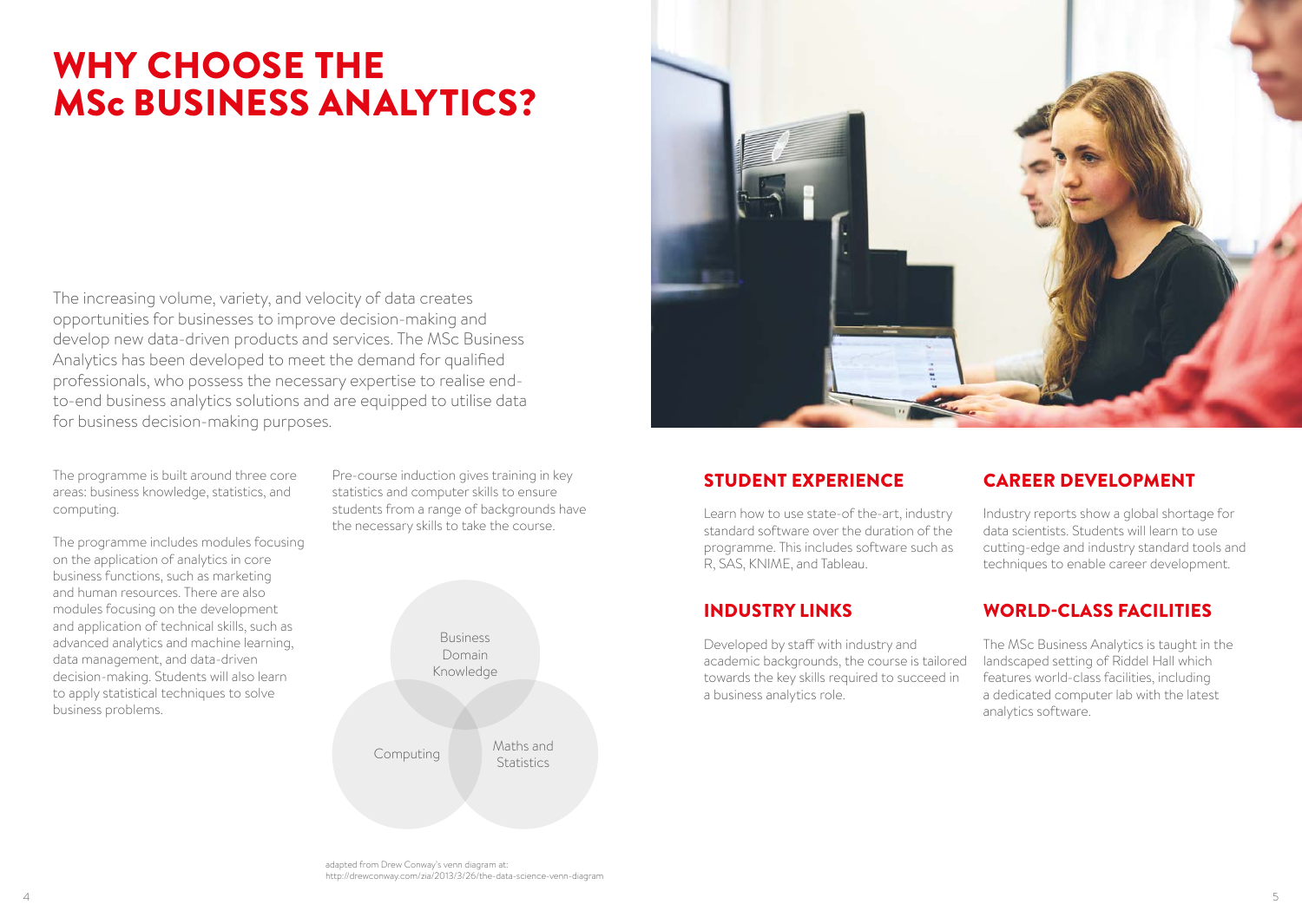# WHY CHOOSE THE MSc BUSINESS ANALYTICS?

The increasing volume, variety, and velocity of data creates opportunities for businesses to improve decision-making and develop new data-driven products and services. The MSc Business Analytics has been developed to meet the demand for qualified professionals, who possess the necessary expertise to realise end-to-end business analytics solutions and are equipped to utilise data for business decision-making purposes.

The programme is built around three core areas: business knowledge, statistics, and computing.

The programme includes modules focusing on the application of analytics in core business functions, such as marketing and human resources. There are also modules focusing on the development and application of technical skills, such as advanced analytics and machine learning, data management, and data-driven decision-making. Students will also learn to apply statistical techniques to solve business problems.

Pre-course induction gives training in key statistics and computer skills to ensure students from a range of backgrounds have the necessary skills to take the course.

Business Domain Knowledge

Computing

Maths and Statistics

adapted from Drew Conway's venn diagram at: http://drewconway.com/zia/2013/3/26/the-data-science-venn-diagram

## STUDENT EXPERIENCE

Learn how to use state-of the-art, industry standard software over the duration of the programme. This includes software such as R, SAS, KNIME, and Tableau.

## INDUSTRY LINKS

Developed by staff with industry and academic backgrounds, the course is tailored towards the key skills required to succeed in a business analytics role.

## CAREER DEVELOPMENT

Industry reports show a global shortage for data scientists. Students will learn to use cutting-edge and industry standard tools and techniques to enable career development.

## WORLD-CLASS FACILITIES

The MSc Business Analytics is taught in the landscaped setting of Riddel Hall which features world-class facilities, including a dedicated computer lab with the latest analytics software.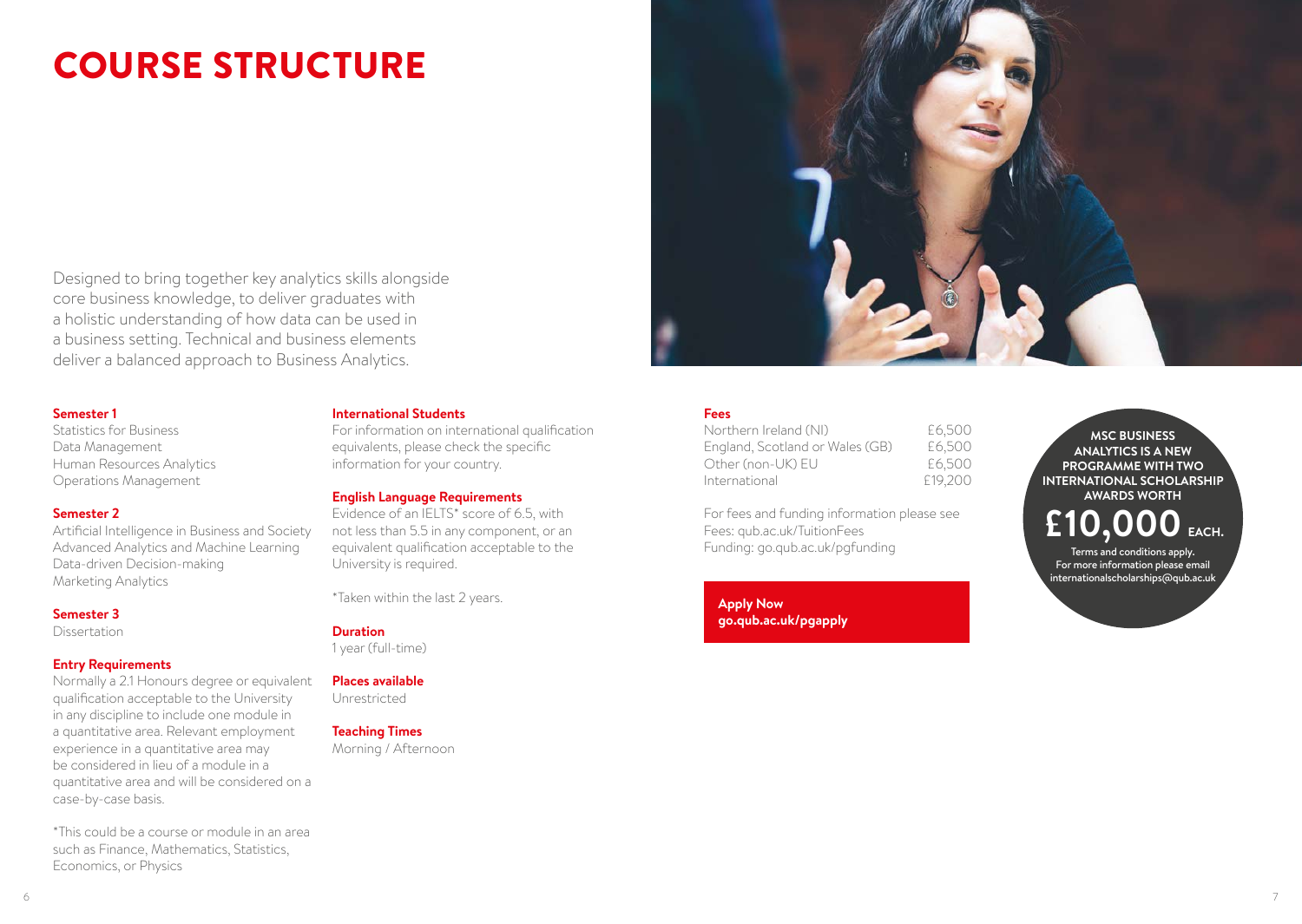# COURSE STRUCTURE

Designed to bring together key analytics skills alongside core business knowledge, to deliver graduates with a holistic understanding of how data can be used in a business setting. Technical and business elements deliver a balanced approach to Business Analytics.

**Semester 1**

Statistics for Business
Data Management
Human Resources Analytics
Operations Management

**Semester 2**

Artificial Intelligence in Business and Society
Advanced Analytics and Machine Learning
Data-driven Decision-making
Marketing Analytics

**Semester 3**

Dissertation

**Entry Requirements**

Normally a 2.1 Honours degree or equivalent qualification acceptable to the University in any discipline to include one module in a quantitative area. Relevant employment experience in a quantitative area may be considered in lieu of a module in a quantitative area and will be considered on a case-by-case basis.

*This could be a course or module in an area such as Finance, Mathematics, Statistics, Economics, or Physics

**International Students**

For information on international qualification equivalents, please check the specific information for your country.

**English Language Requirements**

Evidence of an IELTS* score of 6.5, with not less than 5.5 in any component, or an equivalent qualification acceptable to the University is required.

*Taken within the last 2 years.

**Duration**

1 year (full-time)

**Places available**

Unrestricted

**Teaching Times**

Morning / Afternoon

**Fees**

| | |
|---|---|
| Northern Ireland (NI) | £6,500 |
| England, Scotland or Wales (GB) | £6,500 |
| Other (non-UK) EU | £6,500 |
| International | £19,200 |

For fees and funding information please see
Fees: qub.ac.uk/TuitionFees
Funding: go.qub.ac.uk/pgfunding

**Apply Now**
**go.qub.ac.uk/pgapply**

**MSC BUSINESS ANALYTICS IS A NEW PROGRAMME WITH TWO INTERNATIONAL SCHOLARSHIP AWARDS WORTH**

**£10,000 EACH.**

Terms and conditions apply.
For more information please email internationalscholarships@qub.ac.uk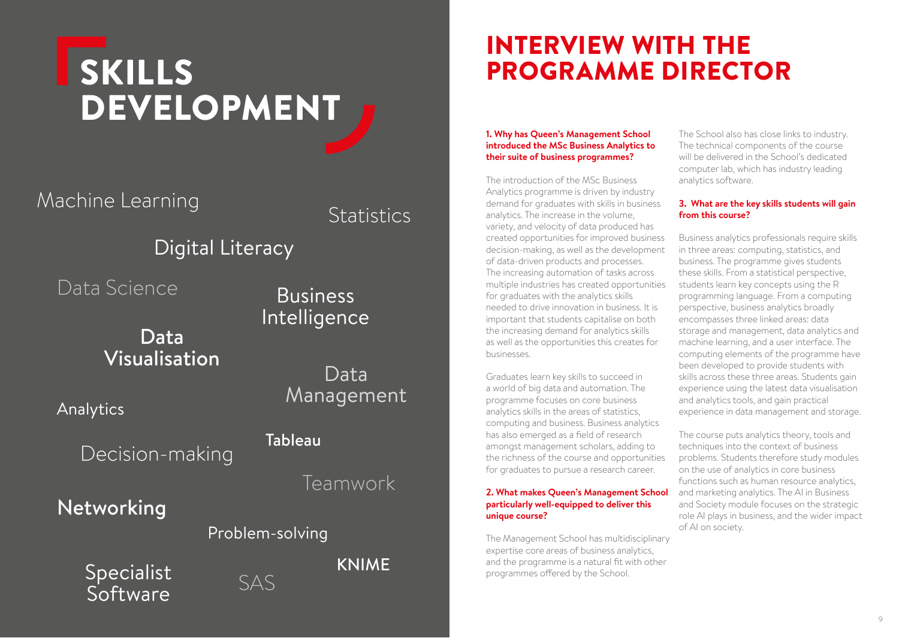# SKILLS DEVELOPMENT

Machine Learning

Statistics

Digital Literacy

Data Science

Business Intelligence

Data Visualisation

Data Management

Analytics

Tableau

Decision-making

Teamwork

Networking

Problem-solving

KNIME

Specialist Software

SAS

# INTERVIEW WITH THE PROGRAMME DIRECTOR

**1. Why has Queen's Management School introduced the MSc Business Analytics to their suite of business programmes?**

The introduction of the MSc Business Analytics programme is driven by industry demand for graduates with skills in business analytics. The increase in the volume, variety, and velocity of data produced has created opportunities for improved business decision-making, as well as the development of data-driven products and processes. The increasing automation of tasks across multiple industries has created opportunities for graduates with the analytics skills needed to drive innovation in business. It is important that students capitalise on both the increasing demand for analytics skills as well as the opportunities this creates for businesses.

Graduates learn key skills to succeed in a world of big data and automation. The programme focuses on core business analytics skills in the areas of statistics, computing and business. Business analytics has also emerged as a field of research amongst management scholars, adding to the richness of the course and opportunities for graduates to pursue a research career.

**2. What makes Queen's Management School particularly well-equipped to deliver this unique course?**

The Management School has multidisciplinary expertise core areas of business analytics, and the programme is a natural fit with other programmes offered by the School.

The School also has close links to industry. The technical components of the course will be delivered in the School's dedicated computer lab, which has industry leading analytics software.

**3. What are the key skills students will gain from this course?**

Business analytics professionals require skills in three areas: computing, statistics, and business. The programme gives students these skills. From a statistical perspective, students learn key concepts using the R programming language. From a computing perspective, business analytics broadly encompasses three linked areas: data storage and management, data analytics and machine learning, and a user interface. The computing elements of the programme have been developed to provide students with skills across these three areas. Students gain experience using the latest data visualisation and analytics tools, and gain practical experience in data management and storage.

The course puts analytics theory, tools and techniques into the context of business problems. Students therefore study modules on the use of analytics in core business functions such as human resource analytics, and marketing analytics. The AI in Business and Society module focuses on the strategic role AI plays in business, and the wider impact of AI on society.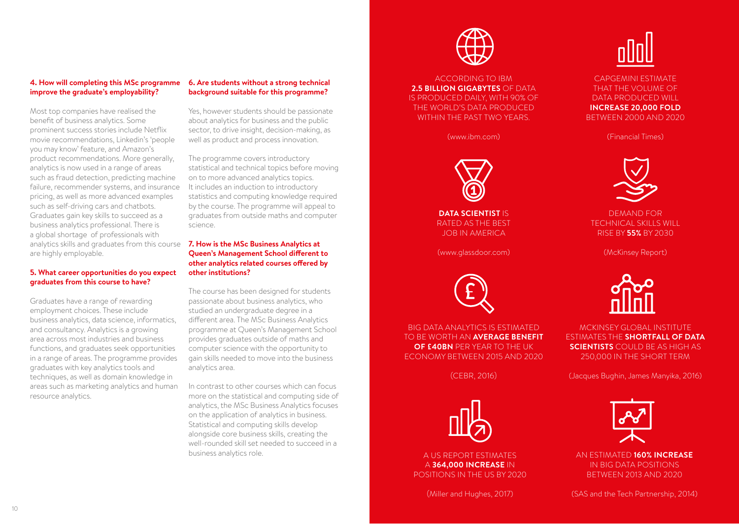### 4. How will completing this MSc programme improve the graduate's employability?

Most top companies have realised the benefit of business analytics. Some prominent success stories include Netflix movie recommendations, LinkedIn's 'people you may know' feature, and Amazon's product recommendations. More generally, analytics is now used in a range of areas such as fraud detection, predicting machine failure, recommender systems, and insurance pricing, as well as more advanced examples such as self-driving cars and chatbots. Graduates gain key skills to succeed as a business analytics professional. There is a global shortage of professionals with analytics skills and graduates from this course are highly employable.

### 5. What career opportunities do you expect graduates from this course to have?

Graduates have a range of rewarding employment choices. These include business analytics, data science, informatics, and consultancy. Analytics is a growing area across most industries and business functions, and graduates seek opportunities in a range of areas. The programme provides graduates with key analytics tools and techniques, as well as domain knowledge in areas such as marketing analytics and human resource analytics.

### 6. Are students without a strong technical background suitable for this programme?

Yes, however students should be passionate about analytics for business and the public sector, to drive insight, decision-making, as well as product and process innovation.

The programme covers introductory statistical and technical topics before moving on to more advanced analytics topics. It includes an induction to introductory statistics and computing knowledge required by the course. The programme will appeal to graduates from outside maths and computer science.

### 7. How is the MSc Business Analytics at Queen's Management School different to other analytics related courses offered by other institutions?

The course has been designed for students passionate about business analytics, who studied an undergraduate degree in a different area. The MSc Business Analytics programme at Queen's Management School provides graduates outside of maths and computer science with the opportunity to gain skills needed to move into the business analytics area.

In contrast to other courses which can focus more on the statistical and computing side of analytics, the MSc Business Analytics focuses on the application of analytics in business. Statistical and computing skills develop alongside core business skills, creating the well-rounded skill set needed to succeed in a business analytics role.

ACCORDING TO IBM **2.5 BILLION GIGABYTES** OF DATA IS PRODUCED DAILY, WITH 90% OF THE WORLD'S DATA PRODUCED WITHIN THE PAST TWO YEARS.

(www.ibm.com)

CAPGEMINI ESTIMATE THAT THE VOLUME OF DATA PRODUCED WILL **INCREASE 20,000 FOLD** BETWEEN 2000 AND 2020

(Financial Times)

**DATA SCIENTIST** IS RATED AS THE BEST JOB IN AMERICA

(www.glassdoor.com)

DEMAND FOR TECHNICAL SKILLS WILL RISE BY **55%** BY 2030

(McKinsey Report)

BIG DATA ANALYTICS IS ESTIMATED TO BE WORTH AN **AVERAGE BENEFIT OF £40BN** PER YEAR TO THE UK ECONOMY BETWEEN 2015 AND 2020

(CEBR, 2016)

MCKINSEY GLOBAL INSTITUTE ESTIMATES THE **SHORTFALL OF DATA SCIENTISTS** COULD BE AS HIGH AS 250,000 IN THE SHORT TERM

(Jacques Bughin, James Manyika, 2016)

A US REPORT ESTIMATES A **364,000 INCREASE** IN POSITIONS IN THE US BY 2020

(Miller and Hughes, 2017)

AN ESTIMATED **160% INCREASE** IN BIG DATA POSITIONS BETWEEN 2013 AND 2020

(SAS and the Tech Partnership, 2014)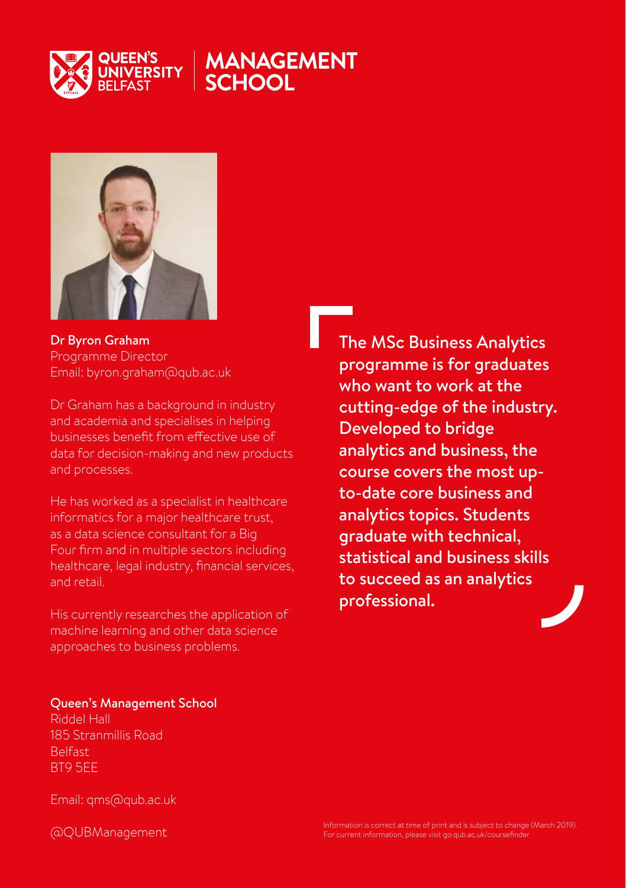QUEEN'S UNIVERSITY BELFAST | MANAGEMENT SCHOOL

**Dr Byron Graham**
Programme Director
Email: byron.graham@qub.ac.uk

Dr Graham has a background in industry and academia and specialises in helping businesses benefit from effective use of data for decision-making and new products and processes.

He has worked as a specialist in healthcare informatics for a major healthcare trust, as a data science consultant for a Big Four firm and in multiple sectors including healthcare, legal industry, financial services, and retail.

His currently researches the application of machine learning and other data science approaches to business problems.

> The MSc Business Analytics programme is for graduates who want to work at the cutting-edge of the industry. Developed to bridge analytics and business, the course covers the most up-to-date core business and analytics topics. Students graduate with technical, statistical and business skills to succeed as an analytics professional.

**Queen's Management School**
Riddel Hall
185 Stranmillis Road
Belfast
BT9 5EE

Email: qms@qub.ac.uk

@QUBManagement

Information is correct at time of print and is subject to change (March 2019).
For current information, please visit go.qub.ac.uk/coursefinder